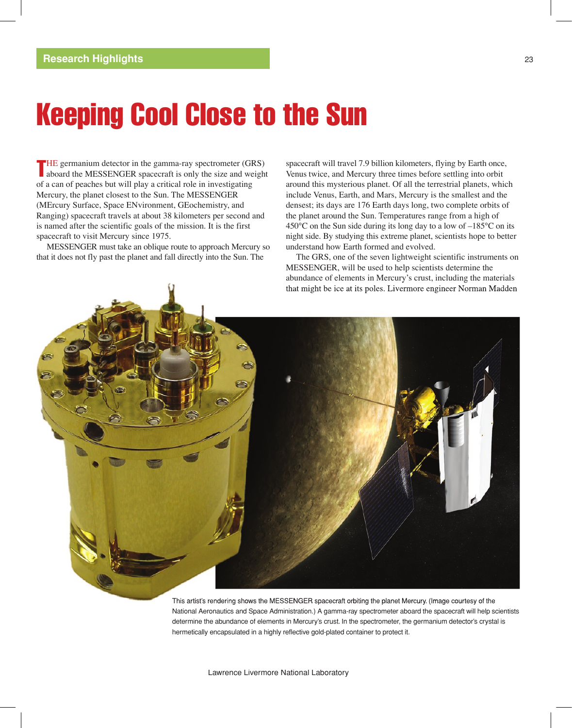# Keeping Cool Close to the Sun

THE germanium detector in the gamma-ray spectrometer (GRS) aboard the MESSENGER spacecraft is only the size and weight of a can of peaches but will play a critical role in investigating Mercury, the planet closest to the Sun. The MESSENGER (MErcury Surface, Space ENvironment, GEochemistry, and Ranging) spacecraft travels at about 38 kilometers per second and is named after the scientific goals of the mission. It is the first spacecraft to visit Mercury since 1975.

MESSENGER must take an oblique route to approach Mercury so that it does not fly past the planet and fall directly into the Sun. The spacecraft will travel 7.9 billion kilometers, flying by Earth once, Venus twice, and Mercury three times before settling into orbit around this mysterious planet. Of all the terrestrial planets, which include Venus, Earth, and Mars, Mercury is the smallest and the densest; its days are 176 Earth days long, two complete orbits of the planet around the Sun. Temperatures range from a high of 450°C on the Sun side during its long day to a low of –185°C on its night side. By studying this extreme planet, scientists hope to better understand how Earth formed and evolved.

The GRS, one of the seven lightweight scientific instruments on MESSENGER, will be used to help scientists determine the abundance of elements in Mercury's crust, including the materials that might be ice at its poles. Livermore engineer Norman Madden

This artist's rendering shows the MESSENGER spacecraft orbiting the planet Mercury. (Image courtesy of the National Aeronautics and Space Administration.) A gamma-ray spectrometer aboard the spacecraft will help scientists determine the abundance of elements in Mercury's crust. In the spectrometer, the germanium detector's crystal is hermetically encapsulated in a highly reflective gold-plated container to protect it.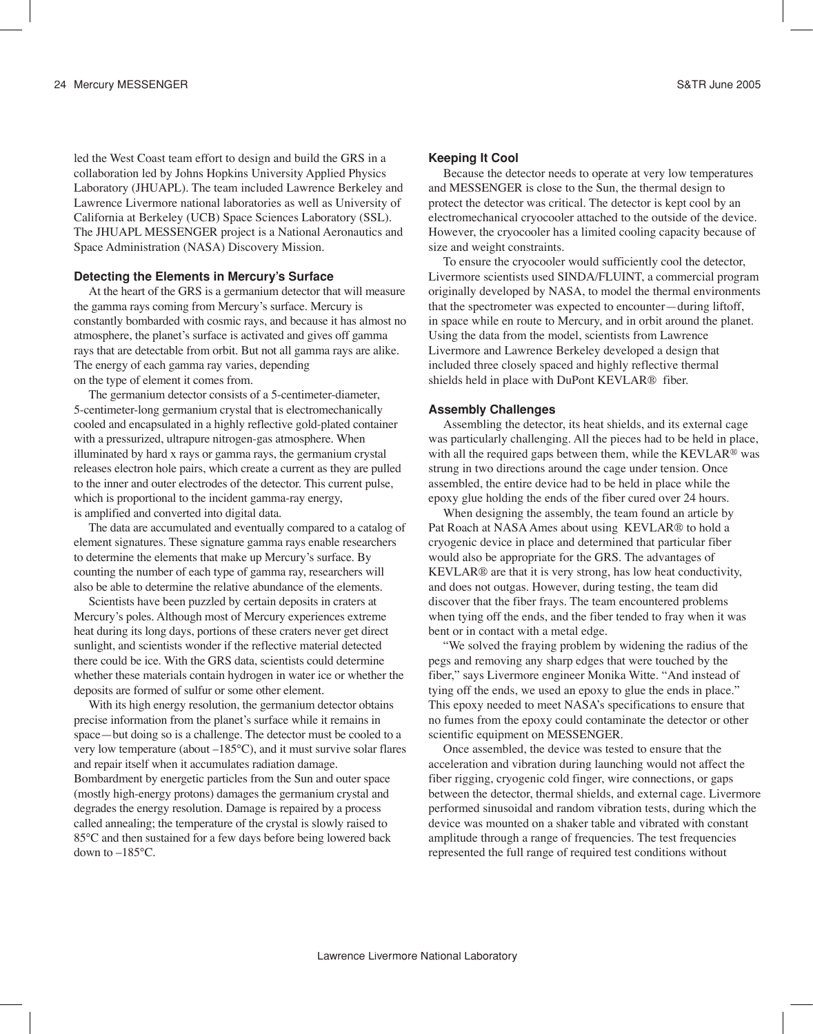led the West Coast team effort to design and build the GRS in a collaboration led by Johns Hopkins University Applied Physics Laboratory (JHUAPL). The team included Lawrence Berkeley and Lawrence Livermore national laboratories as well as University of California at Berkeley (UCB) Space Sciences Laboratory (SSL). The JHUAPL MESSENGER project is a National Aeronautics and Space Administration (NASA) Discovery Mission.

### Detecting the Elements in Mercury's Surface

At the heart of the GRS is a germanium detector that will measure the gamma rays coming from Mercury's surface. Mercury is constantly bombarded with cosmic rays, and because it has almost no atmosphere, the planet's surface is activated and gives off gamma rays that are detectable from orbit. But not all gamma rays are alike. The energy of each gamma ray varies, depending on the type of element it comes from.

The germanium detector consists of a 5-centimeter-diameter, 5-centimeter-long germanium crystal that is electromechanically cooled and encapsulated in a highly reflective gold-plated container with a pressurized, ultrapure nitrogen-gas atmosphere. When illuminated by hard x rays or gamma rays, the germanium crystal releases electron hole pairs, which create a current as they are pulled to the inner and outer electrodes of the detector. This current pulse, which is proportional to the incident gamma-ray energy, is amplified and converted into digital data.

The data are accumulated and eventually compared to a catalog of element signatures. These signature gamma rays enable researchers to determine the elements that make up Mercury's surface. By counting the number of each type of gamma ray, researchers will also be able to determine the relative abundance of the elements.

Scientists have been puzzled by certain deposits in craters at Mercury's poles. Although most of Mercury experiences extreme heat during its long days, portions of these craters never get direct sunlight, and scientists wonder if the reflective material detected there could be ice. With the GRS data, scientists could determine whether these materials contain hydrogen in water ice or whether the deposits are formed of sulfur or some other element.

With its high energy resolution, the germanium detector obtains precise information from the planet's surface while it remains in space—but doing so is a challenge. The detector must be cooled to a very low temperature (about –185°C), and it must survive solar flares and repair itself when it accumulates radiation damage. Bombardment by energetic particles from the Sun and outer space (mostly high-energy protons) damages the germanium crystal and degrades the energy resolution. Damage is repaired by a process called annealing; the temperature of the crystal is slowly raised to 85°C and then sustained for a few days before being lowered back down to –185°C.

### Keeping It Cool

Because the detector needs to operate at very low temperatures and MESSENGER is close to the Sun, the thermal design to protect the detector was critical. The detector is kept cool by an electromechanical cryocooler attached to the outside of the device. However, the cryocooler has a limited cooling capacity because of size and weight constraints.

To ensure the cryocooler would sufficiently cool the detector, Livermore scientists used SINDA/FLUINT, a commercial program originally developed by NASA, to model the thermal environments that the spectrometer was expected to encounter—during liftoff, in space while en route to Mercury, and in orbit around the planet. Using the data from the model, scientists from Lawrence Livermore and Lawrence Berkeley developed a design that included three closely spaced and highly reflective thermal shields held in place with DuPont KEVLAR® fiber.

### Assembly Challenges

Assembling the detector, its heat shields, and its external cage was particularly challenging. All the pieces had to be held in place, with all the required gaps between them, while the KEVLAR® was strung in two directions around the cage under tension. Once assembled, the entire device had to be held in place while the epoxy glue holding the ends of the fiber cured over 24 hours.

When designing the assembly, the team found an article by Pat Roach at NASA Ames about using KEVLAR® to hold a cryogenic device in place and determined that particular fiber would also be appropriate for the GRS. The advantages of KEVLAR® are that it is very strong, has low heat conductivity, and does not outgas. However, during testing, the team did discover that the fiber frays. The team encountered problems when tying off the ends, and the fiber tended to fray when it was bent or in contact with a metal edge.

"We solved the fraying problem by widening the radius of the pegs and removing any sharp edges that were touched by the fiber," says Livermore engineer Monika Witte. "And instead of tying off the ends, we used an epoxy to glue the ends in place." This epoxy needed to meet NASA's specifications to ensure that no fumes from the epoxy could contaminate the detector or other scientific equipment on MESSENGER.

Once assembled, the device was tested to ensure that the acceleration and vibration during launching would not affect the fiber rigging, cryogenic cold finger, wire connections, or gaps between the detector, thermal shields, and external cage. Livermore performed sinusoidal and random vibration tests, during which the device was mounted on a shaker table and vibrated with constant amplitude through a range of frequencies. The test frequencies represented the full range of required test conditions without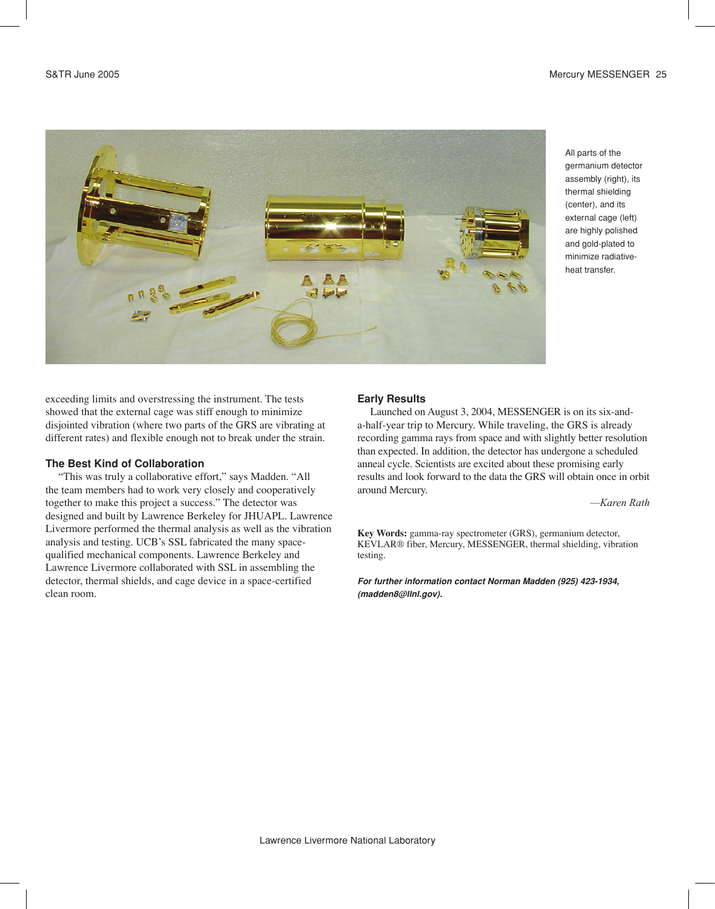All parts of the germanium detector assembly (right), its thermal shielding (center), and its external cage (left) are highly polished and gold-plated to minimize radiative-heat transfer.

exceeding limits and overstressing the instrument. The tests showed that the external cage was stiff enough to minimize disjointed vibration (where two parts of the GRS are vibrating at different rates) and flexible enough not to break under the strain.

### The Best Kind of Collaboration

"This was truly a collaborative effort," says Madden. "All the team members had to work very closely and cooperatively together to make this project a success." The detector was designed and built by Lawrence Berkeley for JHUAPL. Lawrence Livermore performed the thermal analysis as well as the vibration analysis and testing. UCB's SSL fabricated the many space-qualified mechanical components. Lawrence Berkeley and Lawrence Livermore collaborated with SSL in assembling the detector, thermal shields, and cage device in a space-certified clean room.

### Early Results

Launched on August 3, 2004, MESSENGER is on its six-and-a-half-year trip to Mercury. While traveling, the GRS is already recording gamma rays from space and with slightly better resolution than expected. In addition, the detector has undergone a scheduled anneal cycle. Scientists are excited about these promising early results and look forward to the data the GRS will obtain once in orbit around Mercury.

*—Karen Rath*

**Key Words:** gamma-ray spectrometer (GRS), germanium detector, KEVLAR® fiber, Mercury, MESSENGER, thermal shielding, vibration testing.

***For further information contact Norman Madden (925) 423-1934, (madden8@llnl.gov).***